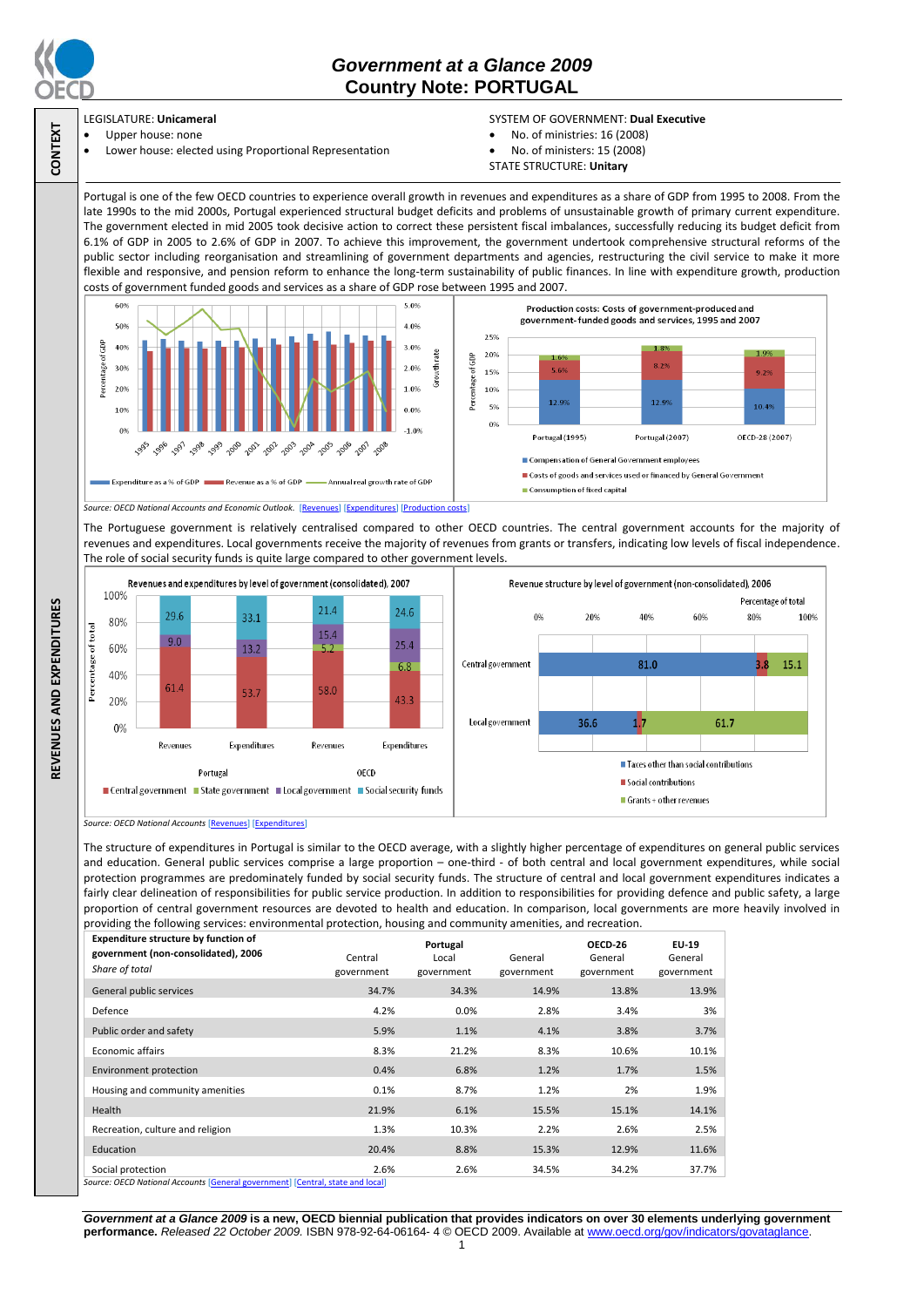# Government at a Glance 2009
## Country Note: PORTUGAL

**CONTEXT**

LEGISLATURE: **Unicameral**
- Upper house: none
- Lower house: elected using Proportional Representation

SYSTEM OF GOVERNMENT: **Dual Executive**
- No. of ministries: 16 (2008)
- No. of ministers: 15 (2008)

STATE STRUCTURE: **Unitary**

**REVENUES AND EXPENDITURES**

Portugal is one of the few OECD countries to experience overall growth in revenues and expenditures as a share of GDP from 1995 to 2008. From the late 1990s to the mid 2000s, Portugal experienced structural budget deficits and problems of unsustainable growth of primary current expenditure. The government elected in mid 2005 took decisive action to correct these persistent fiscal imbalances, successfully reducing its budget deficit from 6.1% of GDP in 2005 to 2.6% of GDP in 2007. To achieve this improvement, the government undertook comprehensive structural reforms of the public sector including reorganisation and streamlining of government departments and agencies, restructuring the civil service to make it more flexible and responsive, and pension reform to enhance the long-term sustainability of public finances. In line with expenditure growth, production costs of government funded goods and services as a share of GDP rose between 1995 and 2007.

*Source: OECD National Accounts and Economic Outlook.* [Revenues] [Expenditures] [Production costs]

The Portuguese government is relatively centralised compared to other OECD countries. The central government accounts for the majority of revenues and expenditures. Local governments receive the majority of revenues from grants or transfers, indicating low levels of fiscal independence. The role of social security funds is quite large compared to other government levels.

*Source: OECD National Accounts* [Revenues] [Expenditures]

The structure of expenditures in Portugal is similar to the OECD average, with a slightly higher percentage of expenditures on general public services and education. General public services comprise a large proportion – one-third - of both central and local government expenditures, while social protection programmes are predominately funded by social security funds. The structure of central and local government expenditures indicates a fairly clear delineation of responsibilities for public service production. In addition to responsibilities for providing defence and public safety, a large proportion of central government resources are devoted to health and education. In comparison, local governments are more heavily involved in providing the following services: environmental protection, housing and community amenities, and recreation.

| **Expenditure structure by function of government (non-consolidated), 2006** *Share of total* | **Portugal** Central government | Local government | General government | **OECD-26** General government | **EU-19** General government |
|---|---|---|---|---|---|
| General public services | 34.7% | 34.3% | 14.9% | 13.8% | 13.9% |
| Defence | 4.2% | 0.0% | 2.8% | 3.4% | 3% |
| Public order and safety | 5.9% | 1.1% | 4.1% | 3.8% | 3.7% |
| Economic affairs | 8.3% | 21.2% | 8.3% | 10.6% | 10.1% |
| Environment protection | 0.4% | 6.8% | 1.2% | 1.7% | 1.5% |
| Housing and community amenities | 0.1% | 8.7% | 1.2% | 2% | 1.9% |
| Health | 21.9% | 6.1% | 15.5% | 15.1% | 14.1% |
| Recreation, culture and religion | 1.3% | 10.3% | 2.2% | 2.6% | 2.5% |
| Education | 20.4% | 8.8% | 15.3% | 12.9% | 11.6% |
| Social protection | 2.6% | 2.6% | 34.5% | 34.2% | 37.7% |

*Source: OECD National Accounts* [General government] [Central, state and local]

**Government at a Glance 2009 is a new, OECD biennial publication that provides indicators on over 30 elements underlying government performance.** *Released 22 October 2009.* ISBN 978-92-64-06164- 4 © OECD 2009. Available at www.oecd.org/gov/indicators/govataglance.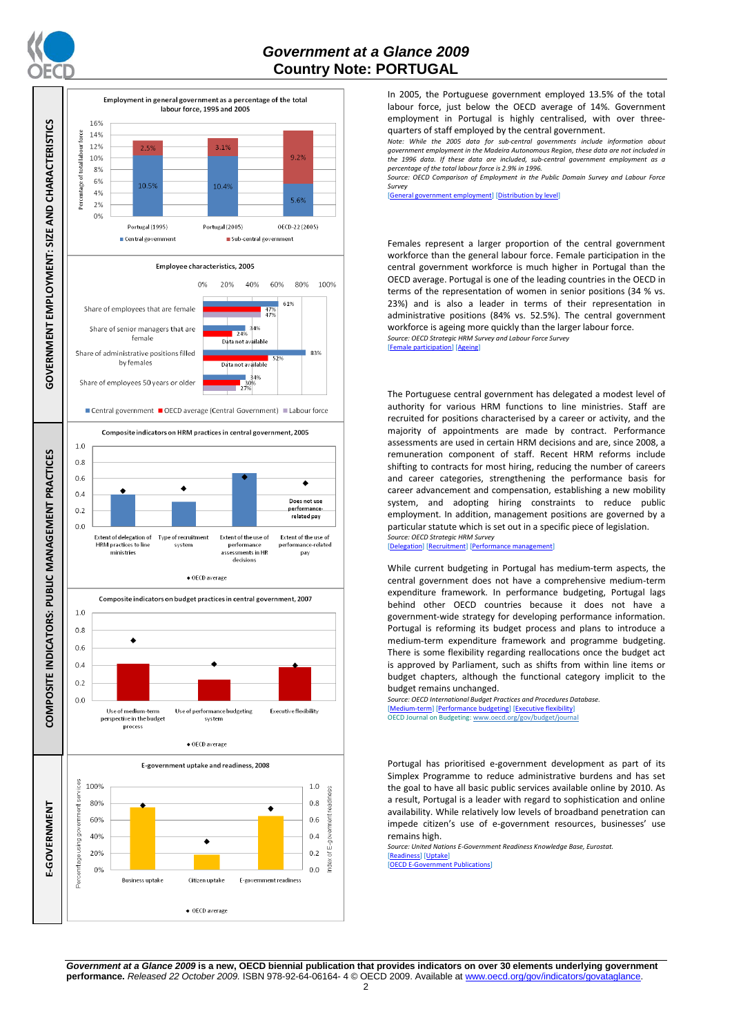# Government at a Glance 2009
## Country Note: PORTUGAL

## GOVERNMENT EMPLOYMENT: SIZE AND CHARACTERISTICS

**Employment in general government as a percentage of the total labour force, 1995 and 2005**

| | Central government | Sub-central government |
|---|---|---|
| Portugal (1995) | 10.5% | 2.5% |
| Portugal (2005) | 10.4% | 3.1% |
| OECD-22 (2005) | 5.6% | 9.2% |

In 2005, the Portuguese government employed 13.5% of the total labour force, just below the OECD average of 14%. Government employment in Portugal is highly centralised, with over three-quarters of staff employed by the central government.

*Note: While the 2005 data for sub-central governments include information about government employment in the Madeira Autonomous Region, these data are not included in the 1996 data. If these data are included, sub-central government employment as a percentage of the total labour force is 2.9% in 1996.*

*Source: OECD Comparison of Employment in the Public Domain Survey and Labour Force Survey*

[General government employment] [Distribution by level]

**Employee characteristics, 2005**

| | Central government | OECD average (Central Government) | Labour force |
|---|---|---|---|
| Share of employees that are female | 61% | 47% | 47% |
| Share of senior managers that are female | 34% | 24% | Data not available |
| Share of administrative positions filled by females | 83% | 52% | Data not available |
| Share of employees 50 years or older | 34% | 30% | 27% |

Females represent a larger proportion of the central government workforce than the general labour force. Female participation in the central government workforce is much higher in Portugal than the OECD average. Portugal is one of the leading countries in the OECD in terms of the representation of women in senior positions (34 % vs. 23%) and is also a leader in terms of their representation in administrative positions (84% vs. 52.5%). The central government workforce is ageing more quickly than the larger labour force.

*Source: OECD Strategic HRM Survey and Labour Force Survey*

[Female participation] [Ageing]

## COMPOSITE INDICATORS: PUBLIC MANAGEMENT PRACTICES

**Composite indicators on HRM practices in central government, 2005**

Indicators: Extent of delegation of HRM practices to line ministries; Type of recruitment system; Extent of the use of performance assessments in HR decisions; Extent of the use of performance-related pay (Does not use performance-related pay). ◆ OECD average

The Portuguese central government has delegated a modest level of authority for various HRM functions to line ministries. Staff are recruited for positions characterised by a career or activity, and the majority of appointments are made by contract. Performance assessments are used in certain HRM decisions and are, since 2008, a remuneration component of staff. Recent HRM reforms include shifting to contracts for most hiring, reducing the number of careers and career categories, strengthening the performance basis for career advancement and compensation, establishing a new mobility system, and adopting hiring constraints to reduce public employment. In addition, management positions are governed by a particular statute which is set out in a specific piece of legislation.

*Source: OECD Strategic HRM Survey*

[Delegation] [Recruitment] [Performance management]

**Composite indicators on budget practices in central government, 2007**

Indicators: Use of medium-term perspective in the budget process; Use of performance budgeting system; Executive flexibility. ◆ OECD average

While current budgeting in Portugal has medium-term aspects, the central government does not have a comprehensive medium-term expenditure framework. In performance budgeting, Portugal lags behind other OECD countries because it does not have a government-wide strategy for developing performance information. Portugal is reforming its budget process and plans to introduce a medium-term expenditure framework and programme budgeting. There is some flexibility regarding reallocations once the budget act is approved by Parliament, such as shifts from within line items or budget chapters, although the functional category implicit to the budget remains unchanged.

*Source: OECD International Budget Practices and Procedures Database.*

[Medium-term] [Performance budgeting] [Executive flexibility]

OECD Journal on Budgeting: www.oecd.org/gov/budget/journal

## E-GOVERNMENT

**E-government uptake and readiness, 2008**

Indicators: Business uptake; Citizen uptake (Percentage using government services); E-government readiness (Index of E-government readiness). ◆ OECD average

Portugal has prioritised e-government development as part of its Simplex Programme to reduce administrative burdens and has set the goal to have all basic public services available online by 2010. As a result, Portugal is a leader with regard to sophistication and online availability. While relatively low levels of broadband penetration can impede citizen's use of e-government resources, businesses' use remains high.

*Source: United Nations E-Government Readiness Knowledge Base, Eurostat.*

[Readiness] [Uptake]

[OECD E-Government Publications]

***Government at a Glance 2009*** **is a new, OECD biennial publication that provides indicators on over 30 elements underlying government performance.** *Released 22 October 2009.* ISBN 978-92-64-06164- 4 © OECD 2009. Available at www.oecd.org/gov/indicators/govataglance.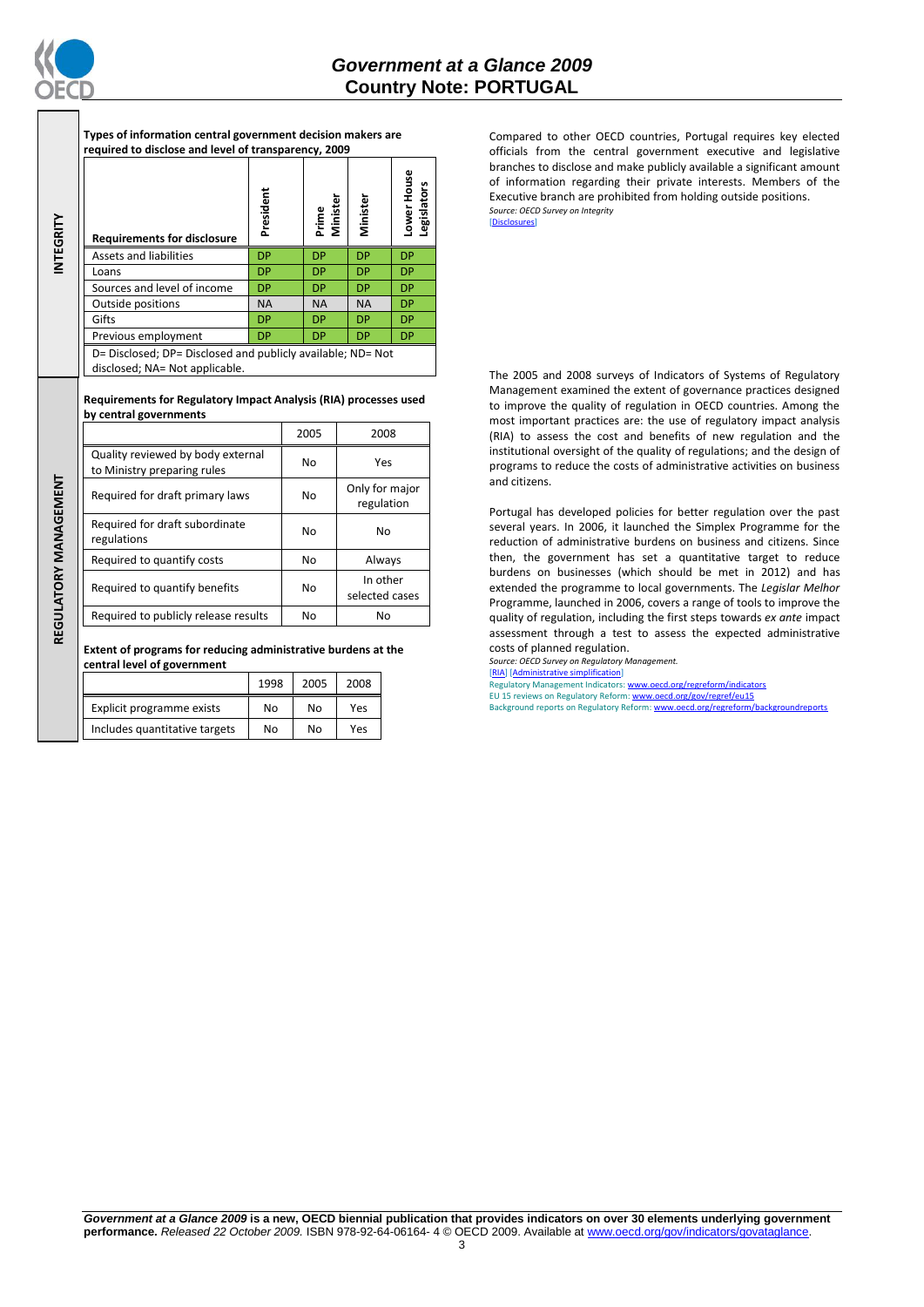## INTEGRITY

**Types of information central government decision makers are required to disclose and level of transparency, 2009**

| Requirements for disclosure | President | Prime Minister | Minister | Lower House Legislators |
|---|---|---|---|---|
| Assets and liabilities | DP | DP | DP | DP |
| Loans | DP | DP | DP | DP |
| Sources and level of income | DP | DP | DP | DP |
| Outside positions | NA | NA | NA | DP |
| Gifts | DP | DP | DP | DP |
| Previous employment | DP | DP | DP | DP |

D= Disclosed; DP= Disclosed and publicly available; ND= Not disclosed; NA= Not applicable.

Compared to other OECD countries, Portugal requires key elected officials from the central government executive and legislative branches to disclose and make publicly available a significant amount of information regarding their private interests. Members of the Executive branch are prohibited from holding outside positions.

*Source: OECD Survey on Integrity*
[Disclosures]

## REGULATORY MANAGEMENT

**Requirements for Regulatory Impact Analysis (RIA) processes used by central governments**

| | 2005 | 2008 |
|---|---|---|
| Quality reviewed by body external to Ministry preparing rules | No | Yes |
| Required for draft primary laws | No | Only for major regulation |
| Required for draft subordinate regulations | No | No |
| Required to quantify costs | No | Always |
| Required to quantify benefits | No | In other selected cases |
| Required to publicly release results | No | No |

**Extent of programs for reducing administrative burdens at the central level of government**

| | 1998 | 2005 | 2008 |
|---|---|---|---|
| Explicit programme exists | No | No | Yes |
| Includes quantitative targets | No | No | Yes |

The 2005 and 2008 surveys of Indicators of Systems of Regulatory Management examined the extent of governance practices designed to improve the quality of regulation in OECD countries. Among the most important practices are: the use of regulatory impact analysis (RIA) to assess the cost and benefits of new regulation and the institutional oversight of the quality of regulations; and the design of programs to reduce the costs of administrative activities on business and citizens.

Portugal has developed policies for better regulation over the past several years. In 2006, it launched the Simplex Programme for the reduction of administrative burdens on business and citizens. Since then, the government has set a quantitative target to reduce burdens on businesses (which should be met in 2012) and has extended the programme to local governments. The *Legislar Melhor* Programme, launched in 2006, covers a range of tools to improve the quality of regulation, including the first steps towards *ex ante* impact assessment through a test to assess the expected administrative costs of planned regulation.

*Source: OECD Survey on Regulatory Management.*
[RIA] [Administrative simplification]
Regulatory Management Indicators: www.oecd.org/regreform/indicators
EU 15 reviews on Regulatory Reform: www.oecd.org/gov/regref/eu15
Background reports on Regulatory Reform: www.oecd.org/regreform/backgroundreports

***Government at a Glance 2009*** **is a new, OECD biennial publication that provides indicators on over 30 elements underlying government performance.** *Released 22 October 2009.* ISBN 978-92-64-06164- 4 © OECD 2009. Available at www.oecd.org/gov/indicators/govataglance.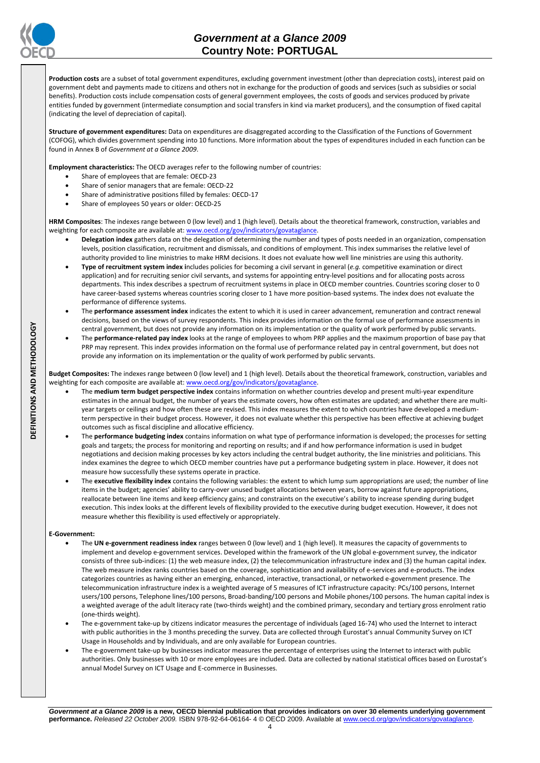**Production costs** are a subset of total government expenditures, excluding government investment (other than depreciation costs), interest paid on government debt and payments made to citizens and others not in exchange for the production of goods and services (such as subsidies or social benefits). Production costs include compensation costs of general government employees, the costs of goods and services produced by private entities funded by government (intermediate consumption and social transfers in kind via market producers), and the consumption of fixed capital (indicating the level of depreciation of capital).

**Structure of government expenditures:** Data on expenditures are disaggregated according to the Classification of the Functions of Government (COFOG), which divides government spending into 10 functions. More information about the types of expenditures included in each function can be found in Annex B of *Government at a Glance 2009*.

**Employment characteristics:** The OECD averages refer to the following number of countries:

- Share of employees that are female: OECD-23
- Share of senior managers that are female: OECD-22
- Share of administrative positions filled by females: OECD-17
- Share of employees 50 years or older: OECD-25

**HRM Composites**: The indexes range between 0 (low level) and 1 (high level). Details about the theoretical framework, construction, variables and weighting for each composite are available at: www.oecd.org/gov/indicators/govataglance.

- **Delegation index** gathers data on the delegation of determining the number and types of posts needed in an organization, compensation levels, position classification, recruitment and dismissals, and conditions of employment. This index summarises the relative level of authority provided to line ministries to make HRM decisions. It does not evaluate how well line ministries are using this authority.
- **Type of recruitment system index i**ncludes policies for becoming a civil servant in general (*e.g.* competitive examination or direct application) and for recruiting senior civil servants, and systems for appointing entry-level positions and for allocating posts across departments. This index describes a spectrum of recruitment systems in place in OECD member countries. Countries scoring closer to 0 have career-based systems whereas countries scoring closer to 1 have more position-based systems. The index does not evaluate the performance of difference systems.
- The **performance assessment index** indicates the extent to which it is used in career advancement, remuneration and contract renewal decisions, based on the views of survey respondents. This index provides information on the formal use of performance assessments in central government, but does not provide any information on its implementation or the quality of work performed by public servants.
- The **performance-related pay index** looks at the range of employees to whom PRP applies and the maximum proportion of base pay that PRP may represent. This index provides information on the formal use of performance related pay in central government, but does not provide any information on its implementation or the quality of work performed by public servants.

**Budget Composites:** The indexes range between 0 (low level) and 1 (high level). Details about the theoretical framework, construction, variables and weighting for each composite are available at: www.oecd.org/gov/indicators/govataglance.

- The **medium term budget perspective index** contains information on whether countries develop and present multi-year expenditure estimates in the annual budget, the number of years the estimate covers, how often estimates are updated; and whether there are multi-year targets or ceilings and how often these are revised. This index measures the extent to which countries have developed a medium-term perspective in their budget process. However, it does not evaluate whether this perspective has been effective at achieving budget outcomes such as fiscal discipline and allocative efficiency.
- The **performance budgeting index** contains information on what type of performance information is developed; the processes for setting goals and targets; the process for monitoring and reporting on results; and if and how performance information is used in budget negotiations and decision making processes by key actors including the central budget authority, the line ministries and politicians. This index examines the degree to which OECD member countries have put a performance budgeting system in place. However, it does not measure how successfully these systems operate in practice.
- The **executive flexibility index** contains the following variables: the extent to which lump sum appropriations are used; the number of line items in the budget; agencies' ability to carry-over unused budget allocations between years, borrow against future appropriations, reallocate between line items and keep efficiency gains; and constraints on the executive's ability to increase spending during budget execution. This index looks at the different levels of flexibility provided to the executive during budget execution. However, it does not measure whether this flexibility is used effectively or appropriately.

**E-Government:**

- The **UN e-government readiness index** ranges between 0 (low level) and 1 (high level). It measures the capacity of governments to implement and develop e-government services. Developed within the framework of the UN global e-government survey, the indicator consists of three sub-indices: (1) the web measure index, (2) the telecommunication infrastructure index and (3) the human capital index. The web measure index ranks countries based on the coverage, sophistication and availability of e-services and e-products. The index categorizes countries as having either an emerging, enhanced, interactive, transactional, or networked e-government presence. The telecommunication infrastructure index is a weighted average of 5 measures of ICT infrastructure capacity: PCs/100 persons, Internet users/100 persons, Telephone lines/100 persons, Broad-banding/100 persons and Mobile phones/100 persons. The human capital index is a weighted average of the adult literacy rate (two-thirds weight) and the combined primary, secondary and tertiary gross enrolment ratio (one-thirds weight).
- The e-government take-up by citizens indicator measures the percentage of individuals (aged 16-74) who used the Internet to interact with public authorities in the 3 months preceding the survey. Data are collected through Eurostat's annual Community Survey on ICT Usage in Households and by Individuals, and are only available for European countries.
- The e-government take-up by businesses indicator measures the percentage of enterprises using the Internet to interact with public authorities. Only businesses with 10 or more employees are included. Data are collected by national statistical offices based on Eurostat's annual Model Survey on ICT Usage and E-commerce in Businesses.